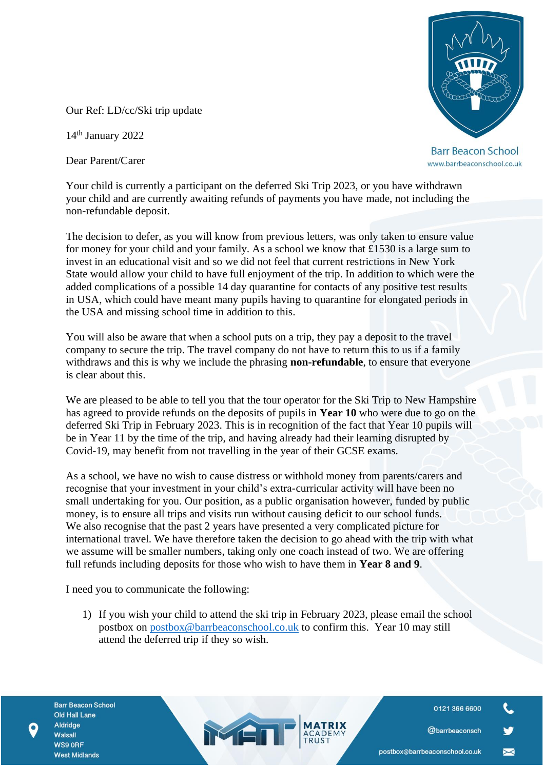Barr Beacon School
www.barrbeaconschool.co.uk

Our Ref: LD/cc/Ski trip update

14th January 2022

Dear Parent/Carer

Your child is currently a participant on the deferred Ski Trip 2023, or you have withdrawn your child and are currently awaiting refunds of payments you have made, not including the non-refundable deposit.

The decision to defer, as you will know from previous letters, was only taken to ensure value for money for your child and your family. As a school we know that £1530 is a large sum to invest in an educational visit and so we did not feel that current restrictions in New York State would allow your child to have full enjoyment of the trip. In addition to which were the added complications of a possible 14 day quarantine for contacts of any positive test results in USA, which could have meant many pupils having to quarantine for elongated periods in the USA and missing school time in addition to this.

You will also be aware that when a school puts on a trip, they pay a deposit to the travel company to secure the trip. The travel company do not have to return this to us if a family withdraws and this is why we include the phrasing **non-refundable**, to ensure that everyone is clear about this.

We are pleased to be able to tell you that the tour operator for the Ski Trip to New Hampshire has agreed to provide refunds on the deposits of pupils in **Year 10** who were due to go on the deferred Ski Trip in February 2023. This is in recognition of the fact that Year 10 pupils will be in Year 11 by the time of the trip, and having already had their learning disrupted by Covid-19, may benefit from not travelling in the year of their GCSE exams.

As a school, we have no wish to cause distress or withhold money from parents/carers and recognise that your investment in your child's extra-curricular activity will have been no small undertaking for you. Our position, as a public organisation however, funded by public money, is to ensure all trips and visits run without causing deficit to our school funds. We also recognise that the past 2 years have presented a very complicated picture for international travel. We have therefore taken the decision to go ahead with the trip with what we assume will be smaller numbers, taking only one coach instead of two. We are offering full refunds including deposits for those who wish to have them in **Year 8 and 9**.

I need you to communicate the following:

1) If you wish your child to attend the ski trip in February 2023, please email the school postbox on postbox@barrbeaconschool.co.uk to confirm this. Year 10 may still attend the deferred trip if they so wish.

Barr Beacon School
Old Hall Lane
Aldridge
Walsall
WS9 0RF
West Midlands

MATRIX ACADEMY TRUST

0121 366 6600
@barrbeaconsch
postbox@barrbeaconschool.co.uk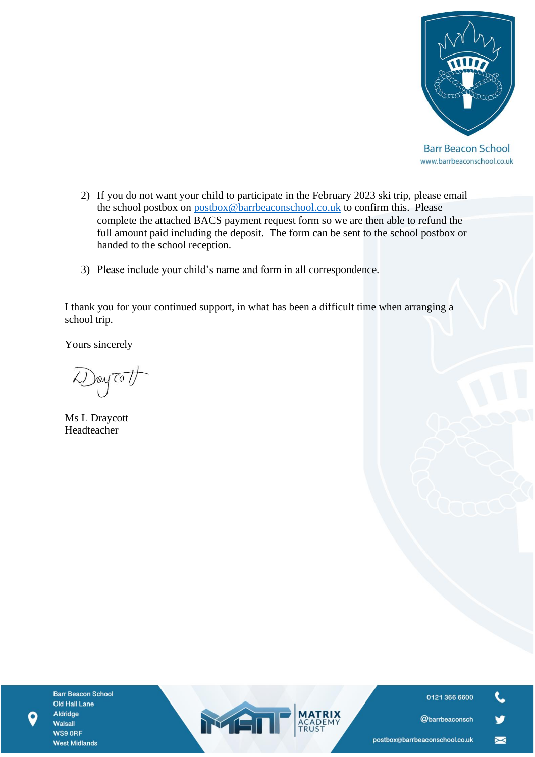2) If you do not want your child to participate in the February 2023 ski trip, please email the school postbox on [postbox@barrbeaconschool.co.uk](mailto:postbox@barrbeaconschool.co.uk) to confirm this. Please complete the attached BACS payment request form so we are then able to refund the full amount paid including the deposit. The form can be sent to the school postbox or handed to the school reception.

3) Please include your child's name and form in all correspondence.

I thank you for your continued support, in what has been a difficult time when arranging a school trip.

Yours sincerely

Ms L Draycott
Headteacher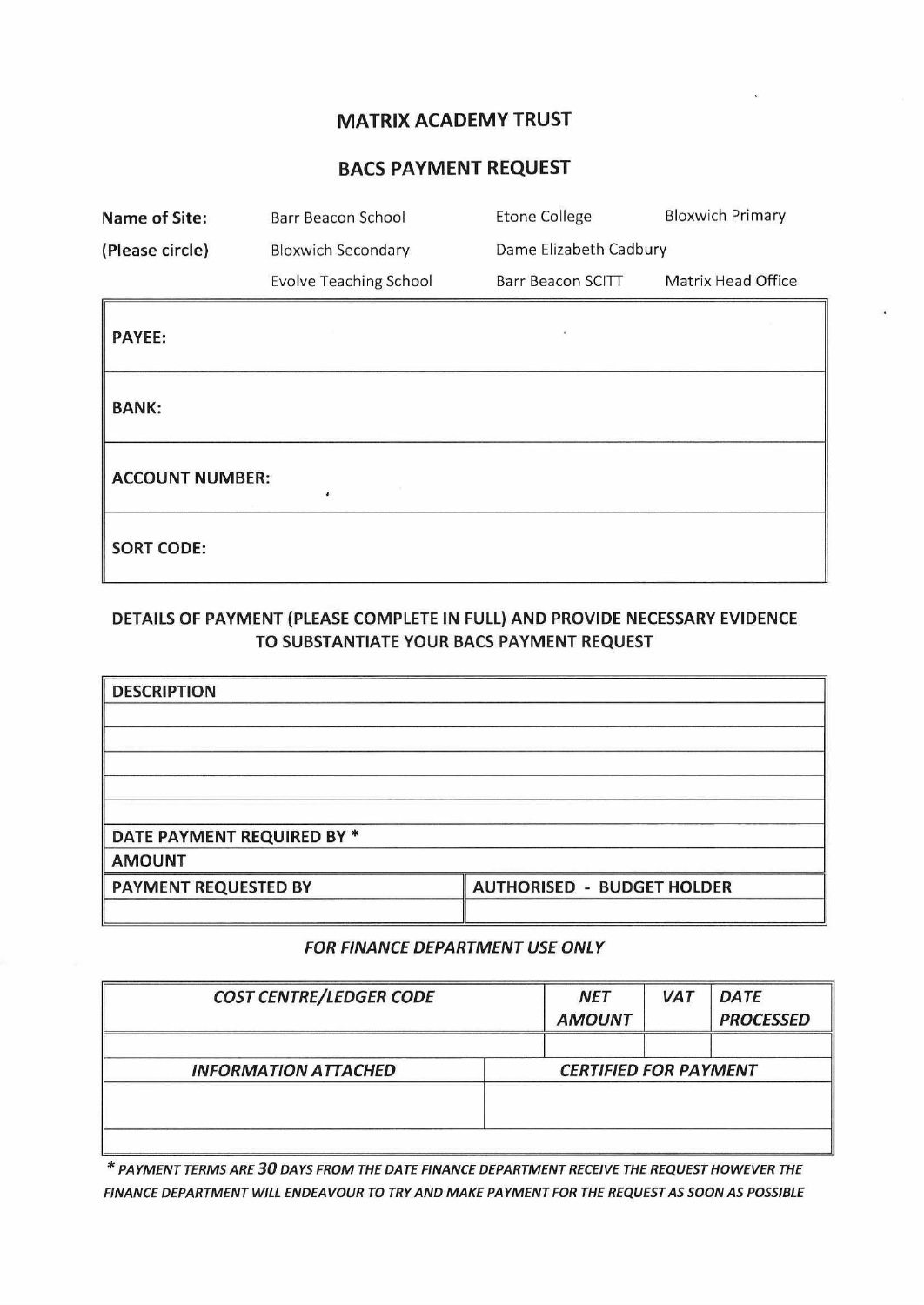# MATRIX ACADEMY TRUST

## BACS PAYMENT REQUEST

| | | | |
|---|---|---|---|
| **Name of Site:** | Barr Beacon School | Etone College | Bloxwich Primary |
| **(Please circle)** | Bloxwich Secondary | Dame Elizabeth Cadbury | |
| | Evolve Teaching School | Barr Beacon SCITT | Matrix Head Office |

| | |
|---|---|
| **PAYEE:** | |
| **BANK:** | |
| **ACCOUNT NUMBER:** | |
| **SORT CODE:** | |

**DETAILS OF PAYMENT (PLEASE COMPLETE IN FULL) AND PROVIDE NECESSARY EVIDENCE TO SUBSTANTIATE YOUR BACS PAYMENT REQUEST**

| **DESCRIPTION** | |
|---|---|
| | |
| | |
| | |
| | |
| | |
| **DATE PAYMENT REQUIRED BY *** | |
| **AMOUNT** | |
| **PAYMENT REQUESTED BY** | **AUTHORISED - BUDGET HOLDER** |
| | |

***FOR FINANCE DEPARTMENT USE ONLY***

| ***COST CENTRE/LEDGER CODE*** | | ***NET AMOUNT*** | ***VAT*** | ***DATE PROCESSED*** |
|---|---|---|---|---|
| | | | | |
| ***INFORMATION ATTACHED*** | ***CERTIFIED FOR PAYMENT*** | | | |
| | | | | |
| | | | | |

****PAYMENT TERMS ARE 30 DAYS FROM THE DATE FINANCE DEPARTMENT RECEIVE THE REQUEST HOWEVER THE FINANCE DEPARTMENT WILL ENDEAVOUR TO TRY AND MAKE PAYMENT FOR THE REQUEST AS SOON AS POSSIBLE***